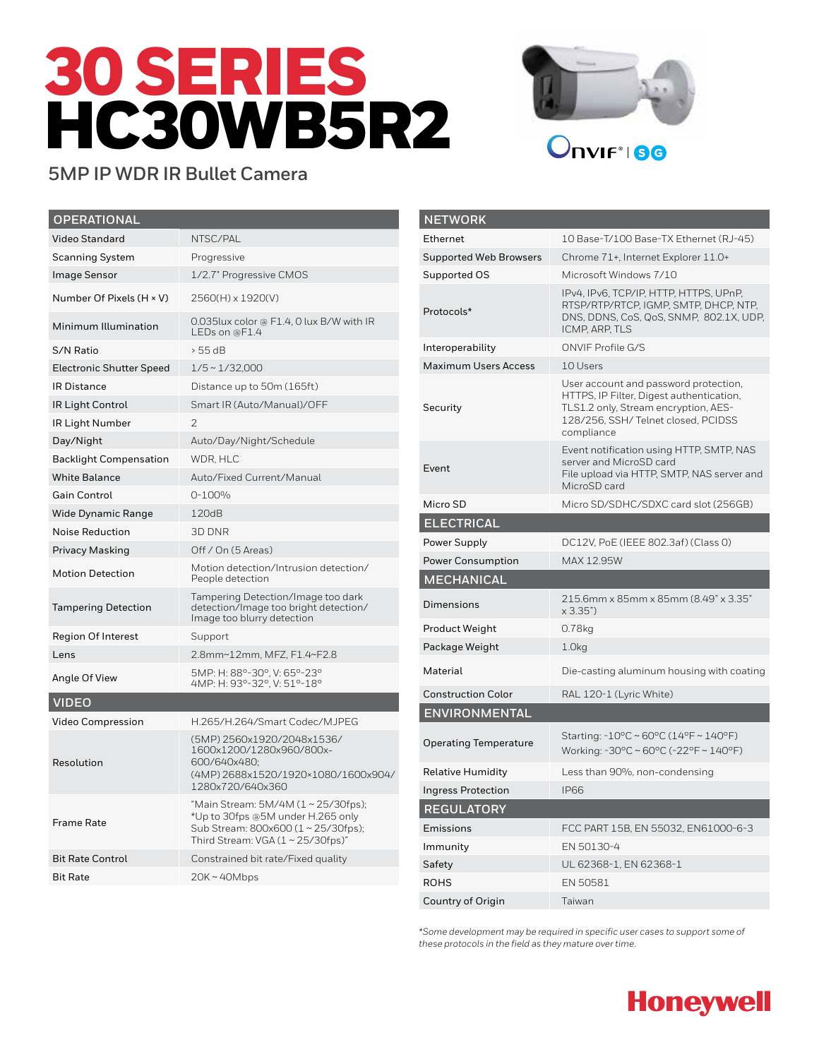# 30 SERIES HC30WB5R2

## 5MP IP WDR IR Bullet Camera

| OPERATIONAL | |
|---|---|
| Video Standard | NTSC/PAL |
| Scanning System | Progressive |
| Image Sensor | 1/2.7" Progressive CMOS |
| Number Of Pixels (H × V) | 2560(H) x 1920(V) |
| Minimum Illumination | 0.035lux color @ F1.4, 0 lux B/W with IR LEDs on @F1.4 |
| S/N Ratio | > 55 dB |
| Electronic Shutter Speed | 1/5 ~ 1/32,000 |
| IR Distance | Distance up to 50m (165ft) |
| IR Light Control | Smart IR (Auto/Manual)/OFF |
| IR Light Number | 2 |
| Day/Night | Auto/Day/Night/Schedule |
| Backlight Compensation | WDR, HLC |
| White Balance | Auto/Fixed Current/Manual |
| Gain Control | 0-100% |
| Wide Dynamic Range | 120dB |
| Noise Reduction | 3D DNR |
| Privacy Masking | Off / On (5 Areas) |
| Motion Detection | Motion detection/Intrusion detection/ People detection |
| Tampering Detection | Tampering Detection/Image too dark detection/Image too bright detection/ Image too blurry detection |
| Region Of Interest | Support |
| Lens | 2.8mm~12mm, MFZ, F1.4~F2.8 |
| Angle Of View | 5MP: H: 88°-30°, V: 65°-23°<br>4MP: H: 93°-32°, V: 51°-18° |

| VIDEO | |
|---|---|
| Video Compression | H.265/H.264/Smart Codec/MJPEG |
| Resolution | (5MP) 2560x1920/2048x1536/ 1600x1200/1280x960/800x-600/640x480;<br>(4MP) 2688x1520/1920×1080/1600x904/ 1280x720/640x360 |
| Frame Rate | "Main Stream: 5M/4M (1 ~ 25/30fps);<br>*Up to 30fps @5M under H.265 only<br>Sub Stream: 800x600 (1 ~ 25/30fps);<br>Third Stream: VGA (1 ~ 25/30fps)" |
| Bit Rate Control | Constrained bit rate/Fixed quality |
| Bit Rate | 20K ~ 40Mbps |

| NETWORK | |
|---|---|
| Ethernet | 10 Base-T/100 Base-TX Ethernet (RJ-45) |
| Supported Web Browsers | Chrome 71+, Internet Explorer 11.0+ |
| Supported OS | Microsoft Windows 7/10 |
| Protocols* | IPv4, IPv6, TCP/IP, HTTP, HTTPS, UPnP, RTSP/RTP/RTCP, IGMP, SMTP, DHCP, NTP, DNS, DDNS, CoS, QoS, SNMP, 802.1X, UDP, ICMP, ARP, TLS |
| Interoperability | ONVIF Profile G/S |
| Maximum Users Access | 10 Users |
| Security | User account and password protection, HTTPS, IP Filter, Digest authentication, TLS1.2 only, Stream encryption, AES-128/256, SSH/ Telnet closed, PCIDSS compliance |
| Event | Event notification using HTTP, SMTP, NAS server and MicroSD card<br>File upload via HTTP, SMTP, NAS server and MicroSD card |
| Micro SD | Micro SD/SDHC/SDXC card slot (256GB) |

| ELECTRICAL | |
|---|---|
| Power Supply | DC12V, PoE (IEEE 802.3af) (Class 0) |
| Power Consumption | MAX 12.95W |

| MECHANICAL | |
|---|---|
| Dimensions | 215.6mm x 85mm x 85mm (8.49" x 3.35" x 3.35") |
| Product Weight | 0.78kg |
| Package Weight | 1.0kg |
| Material | Die-casting aluminum housing with coating |
| Construction Color | RAL 120-1 (Lyric White) |

| ENVIRONMENTAL | |
|---|---|
| Operating Temperature | Starting: -10°C ~ 60°C (14°F ~ 140°F)<br>Working: -30°C ~ 60°C (-22°F ~ 140°F) |
| Relative Humidity | Less than 90%, non-condensing |
| Ingress Protection | IP66 |

| REGULATORY | |
|---|---|
| Emissions | FCC PART 15B, EN 55032, EN61000-6-3 |
| Immunity | EN 50130-4 |
| Safety | UL 62368-1, EN 62368-1 |
| ROHS | EN 50581 |
| Country of Origin | Taiwan |

*Some development may be required in specific user cases to support some of these protocols in the field as they mature over time.*

Honeywell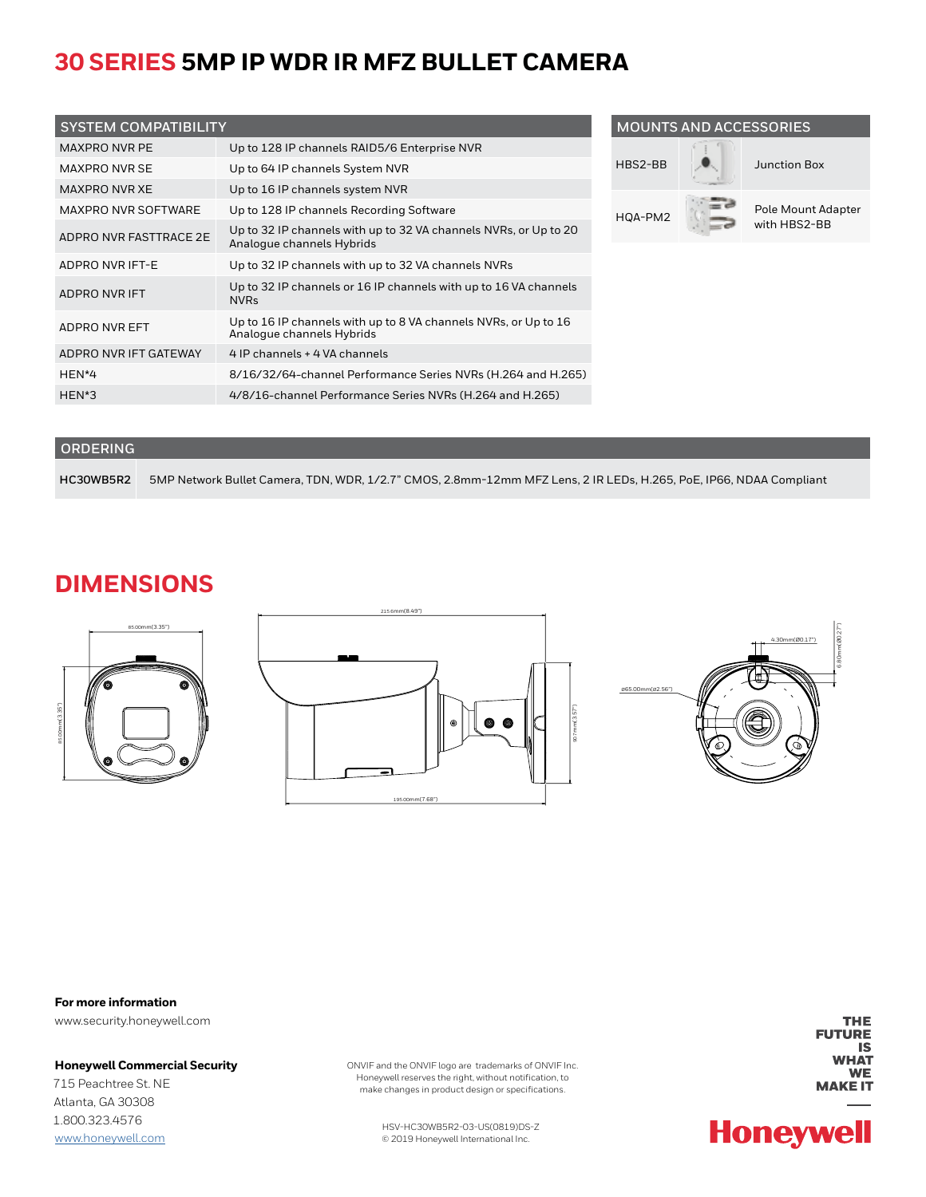# 30 SERIES 5MP IP WDR IR MFZ BULLET CAMERA

| SYSTEM COMPATIBILITY | |
|---|---|
| MAXPRO NVR PE | Up to 128 IP channels RAID5/6 Enterprise NVR |
| MAXPRO NVR SE | Up to 64 IP channels System NVR |
| MAXPRO NVR XE | Up to 16 IP channels system NVR |
| MAXPRO NVR SOFTWARE | Up to 128 IP channels Recording Software |
| ADPRO NVR FASTTRACE 2E | Up to 32 IP channels with up to 32 VA channels NVRs, or Up to 20 Analogue channels Hybrids |
| ADPRO NVR IFT-E | Up to 32 IP channels with up to 32 VA channels NVRs |
| ADPRO NVR IFT | Up to 32 IP channels or 16 IP channels with up to 16 VA channels NVRs |
| ADPRO NVR EFT | Up to 16 IP channels with up to 8 VA channels NVRs, or Up to 16 Analogue channels Hybrids |
| ADPRO NVR IFT GATEWAY | 4 IP channels + 4 VA channels |
| HEN*4 | 8/16/32/64-channel Performance Series NVRs (H.264 and H.265) |
| HEN*3 | 4/8/16-channel Performance Series NVRs (H.264 and H.265) |

| MOUNTS AND ACCESSORIES | |
|---|---|
| HBS2-BB | Junction Box |
| HQA-PM2 | Pole Mount Adapter with HBS2-BB |

| ORDERING | |
|---|---|
| **HC30WB5R2** | 5MP Network Bullet Camera, TDN, WDR, 1/2.7" CMOS, 2.8mm-12mm MFZ Lens, 2 IR LEDs, H.265, PoE, IP66, NDAA Compliant |

## DIMENSIONS

85.00mm(3.35")
85.00mm(3.35")
215.6mm(8.49")
90.7mm(3.57")
195.00mm(7.68")
4.30mm(Ø0.17")
6.80mm(Ø0.27")
ø65.00mm(ø2.56")

**For more information**
www.security.honeywell.com

**Honeywell Commercial Security**
715 Peachtree St. NE
Atlanta, GA 30308
1.800.323.4576
www.honeywell.com

ONVIF and the ONVIF logo are trademarks of ONVIF Inc. Honeywell reserves the right, without notification, to make changes in product design or specifications.

HSV-HC30WB5R2-03-US(0819)DS-Z
© 2019 Honeywell International Inc.

THE FUTURE IS WHAT WE MAKE IT

Honeywell